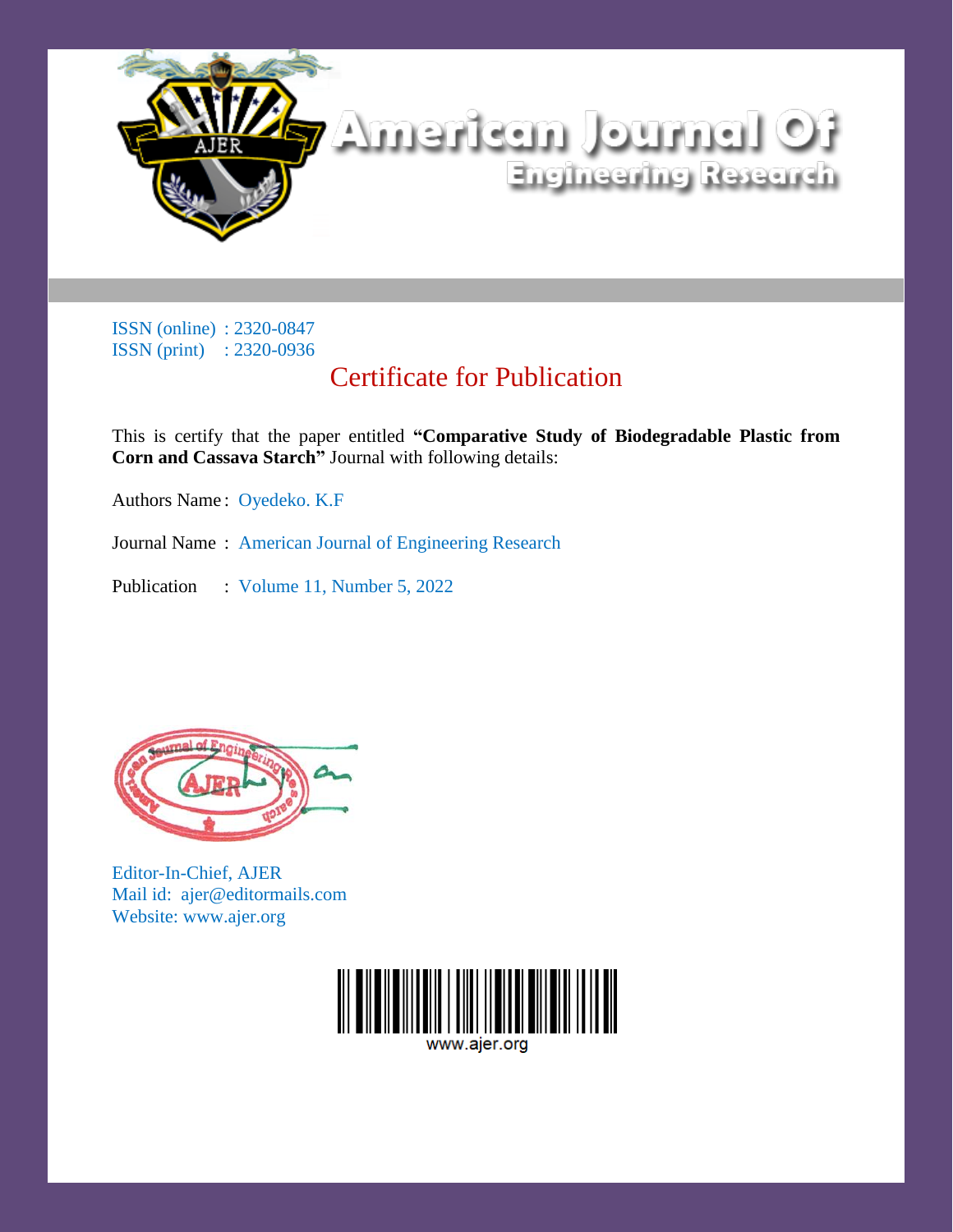# American Journal Of Engineering Research

ISSN (online) : 2320-0847
ISSN (print) : 2320-0936

## Certificate for Publication

This is certify that the paper entitled **"Comparative Study of Biodegradable Plastic from Corn and Cassava Starch"** Journal with following details:

Authors Name : Oyedeko. K.F

Journal Name : American Journal of Engineering Research

Publication : Volume 11, Number 5, 2022

Editor-In-Chief, AJER
Mail id: ajer@editormails.com
Website: www.ajer.org

www.ajer.org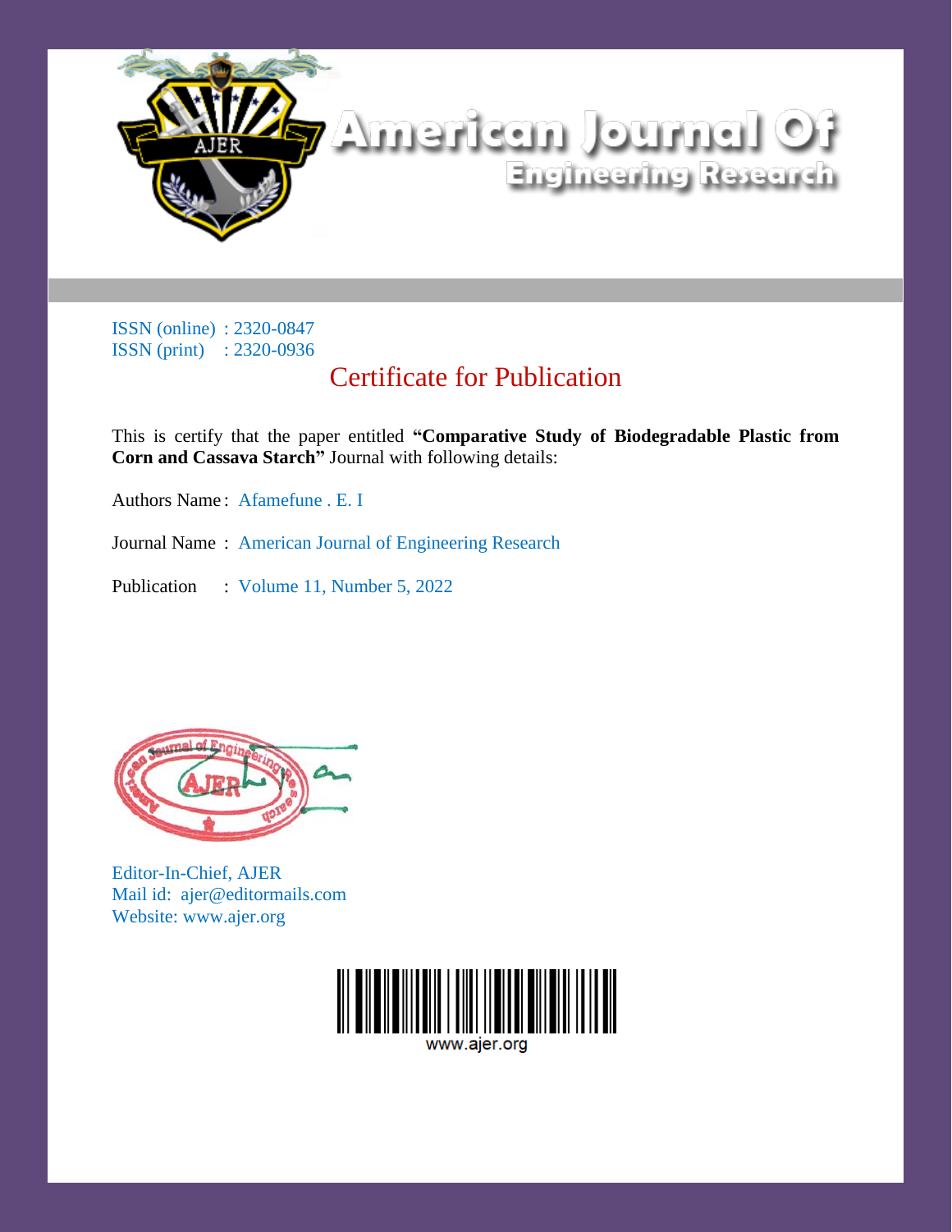# American Journal Of Engineering Research

ISSN (online) : 2320-0847
ISSN (print) : 2320-0936

## Certificate for Publication

This is certify that the paper entitled **"Comparative Study of Biodegradable Plastic from Corn and Cassava Starch"** Journal with following details:

Authors Name : Afamefune . E. I

Journal Name : American Journal of Engineering Research

Publication : Volume 11, Number 5, 2022

Editor-In-Chief, AJER
Mail id: ajer@editormails.com
Website: www.ajer.org

www.ajer.org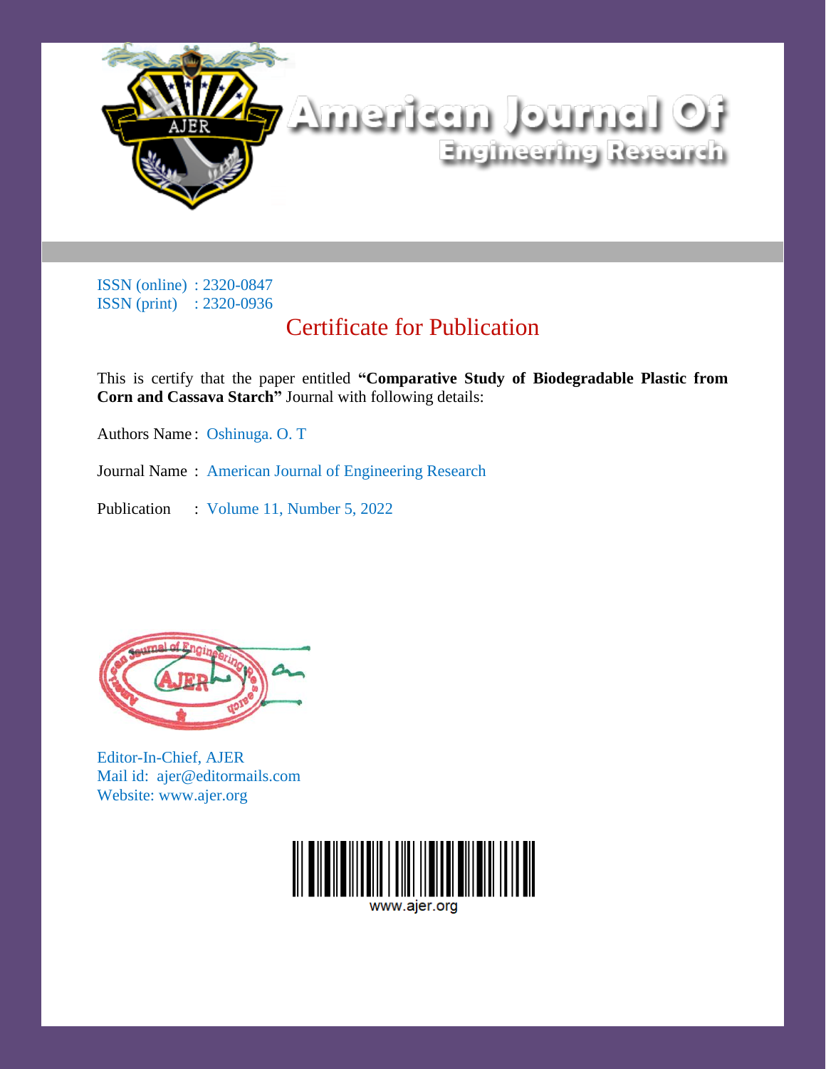# American Journal Of Engineering Research

ISSN (online) : 2320-0847
ISSN (print) : 2320-0936

## Certificate for Publication

This is certify that the paper entitled **"Comparative Study of Biodegradable Plastic from Corn and Cassava Starch"** Journal with following details:

Authors Name : Oshinuga. O. T

Journal Name : American Journal of Engineering Research

Publication : Volume 11, Number 5, 2022

Editor-In-Chief, AJER
Mail id: ajer@editormails.com
Website: www.ajer.org

www.ajer.org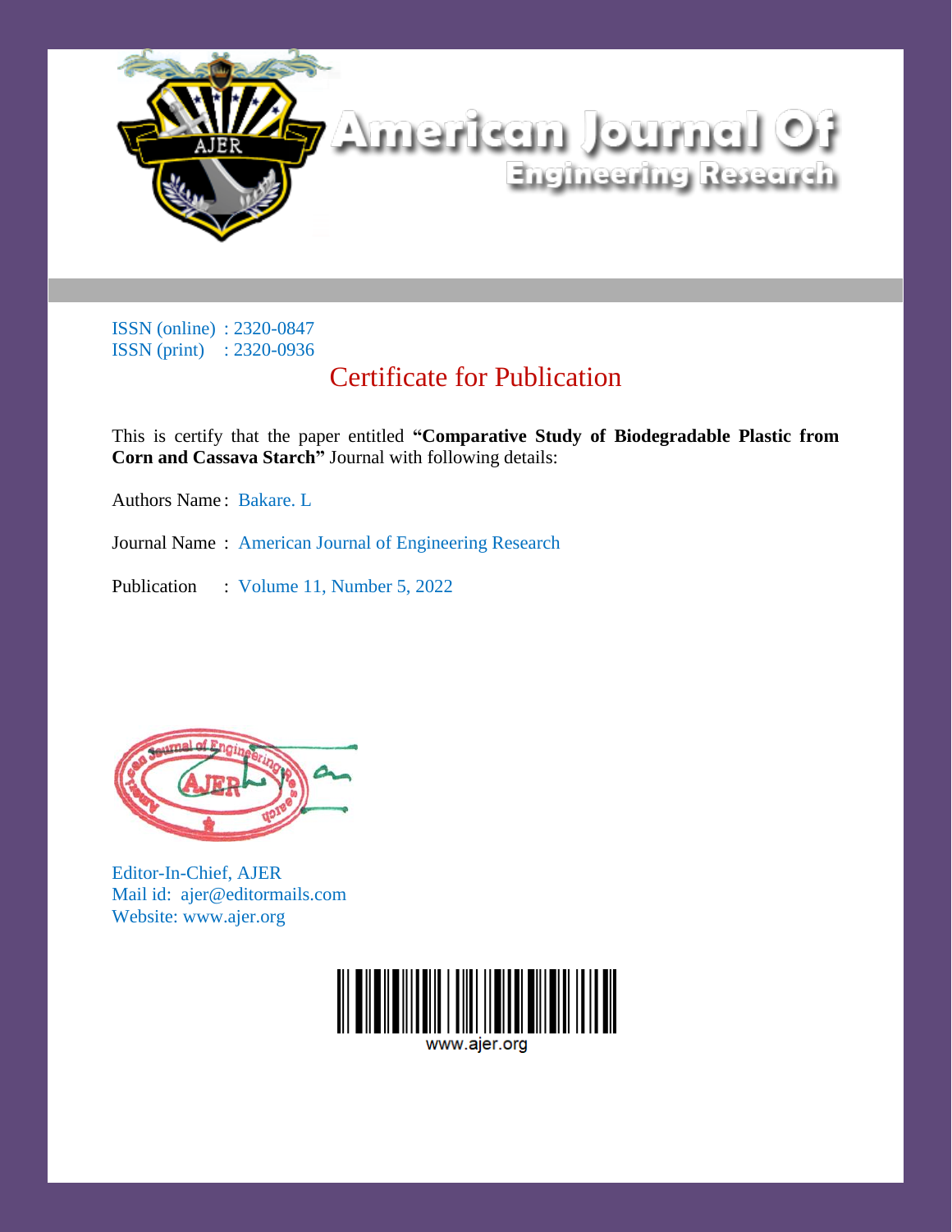# American Journal Of Engineering Research

ISSN (online) : 2320-0847
ISSN (print) : 2320-0936

## Certificate for Publication

This is certify that the paper entitled **"Comparative Study of Biodegradable Plastic from Corn and Cassava Starch"** Journal with following details:

Authors Name : Bakare. L

Journal Name : American Journal of Engineering Research

Publication : Volume 11, Number 5, 2022

Editor-In-Chief, AJER
Mail id: ajer@editormails.com
Website: www.ajer.org

www.ajer.org